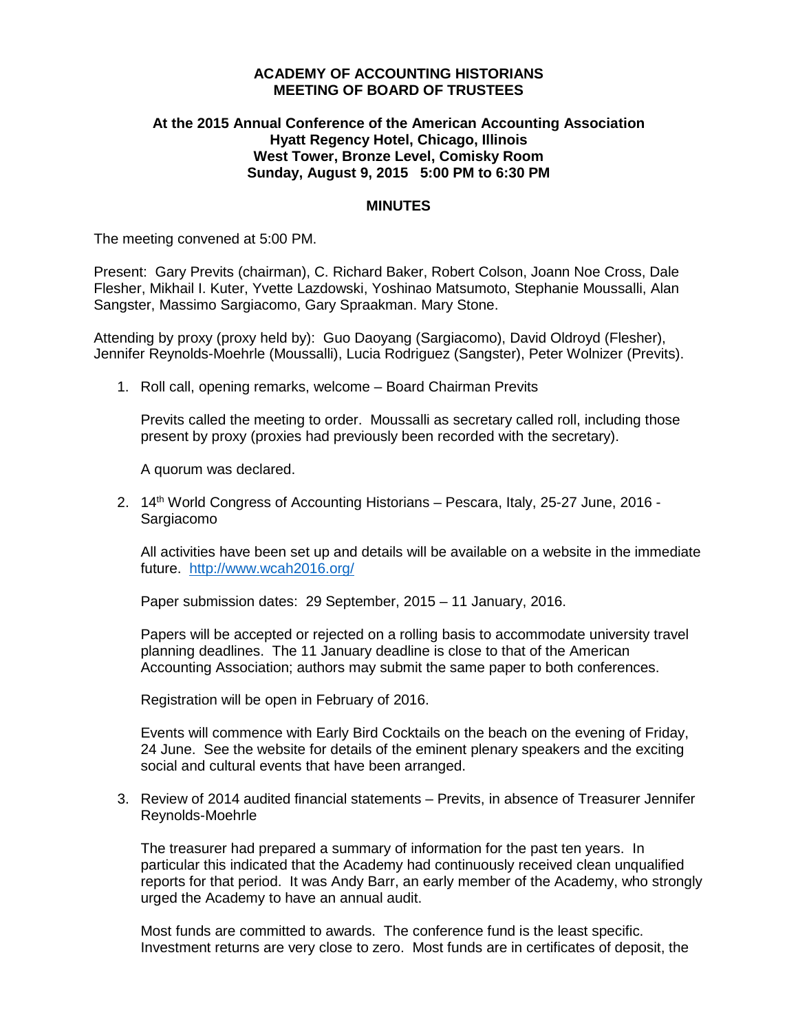**ACADEMY OF ACCOUNTING HISTORIANS**
**MEETING OF BOARD OF TRUSTEES**

**At the 2015 Annual Conference of the American Accounting Association**
**Hyatt Regency Hotel, Chicago, Illinois**
**West Tower, Bronze Level, Comisky Room**
**Sunday, August 9, 2015 5:00 PM to 6:30 PM**

**MINUTES**

The meeting convened at 5:00 PM.

Present: Gary Previts (chairman), C. Richard Baker, Robert Colson, Joann Noe Cross, Dale Flesher, Mikhail I. Kuter, Yvette Lazdowski, Yoshinao Matsumoto, Stephanie Moussalli, Alan Sangster, Massimo Sargiacomo, Gary Spraakman. Mary Stone.

Attending by proxy (proxy held by): Guo Daoyang (Sargiacomo), David Oldroyd (Flesher), Jennifer Reynolds-Moehrle (Moussalli), Lucia Rodriguez (Sangster), Peter Wolnizer (Previts).

1. Roll call, opening remarks, welcome – Board Chairman Previts

   Previts called the meeting to order. Moussalli as secretary called roll, including those present by proxy (proxies had previously been recorded with the secretary).

   A quorum was declared.

2. 14th World Congress of Accounting Historians – Pescara, Italy, 25-27 June, 2016 - Sargiacomo

   All activities have been set up and details will be available on a website in the immediate future. http://www.wcah2016.org/

   Paper submission dates: 29 September, 2015 – 11 January, 2016.

   Papers will be accepted or rejected on a rolling basis to accommodate university travel planning deadlines. The 11 January deadline is close to that of the American Accounting Association; authors may submit the same paper to both conferences.

   Registration will be open in February of 2016.

   Events will commence with Early Bird Cocktails on the beach on the evening of Friday, 24 June. See the website for details of the eminent plenary speakers and the exciting social and cultural events that have been arranged.

3. Review of 2014 audited financial statements – Previts, in absence of Treasurer Jennifer Reynolds-Moehrle

   The treasurer had prepared a summary of information for the past ten years. In particular this indicated that the Academy had continuously received clean unqualified reports for that period. It was Andy Barr, an early member of the Academy, who strongly urged the Academy to have an annual audit.

   Most funds are committed to awards. The conference fund is the least specific. Investment returns are very close to zero. Most funds are in certificates of deposit, the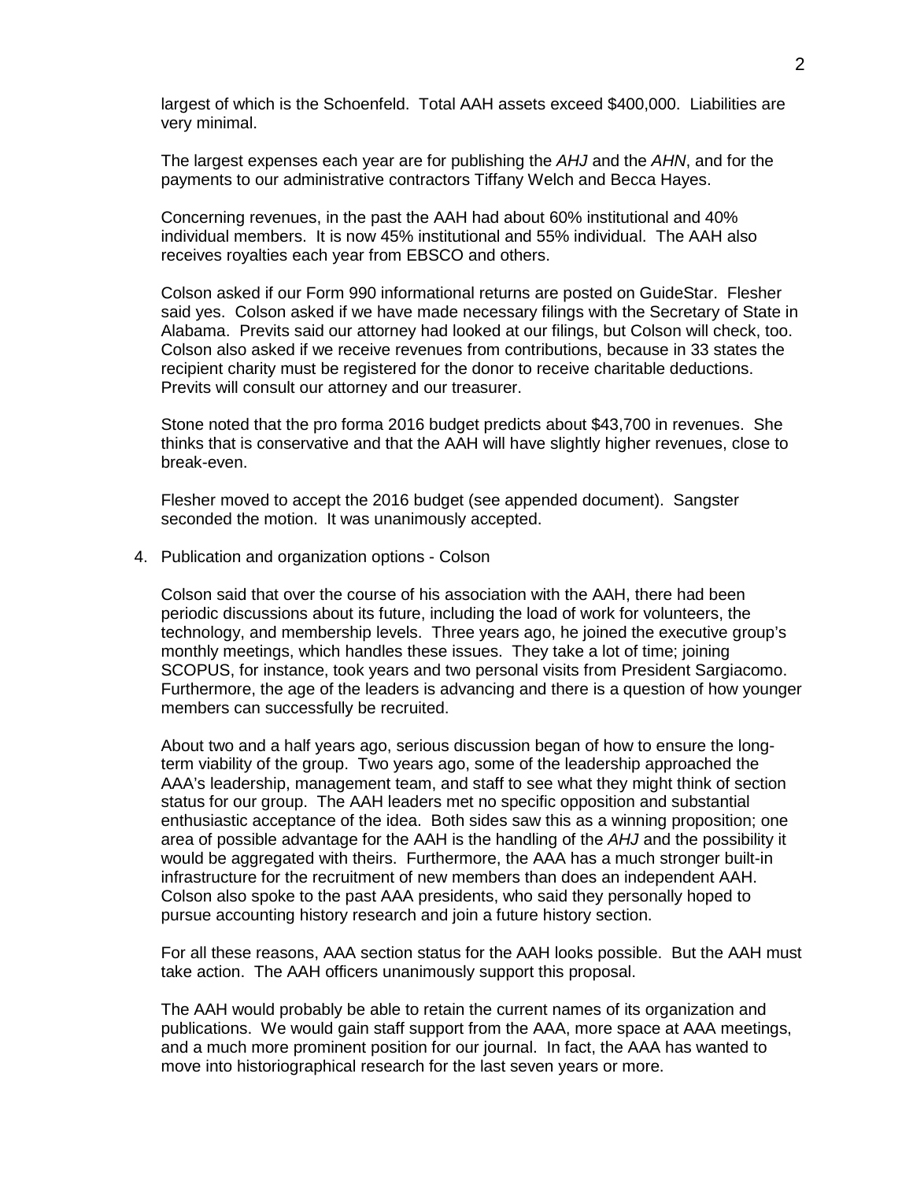largest of which is the Schoenfeld. Total AAH assets exceed $400,000. Liabilities are very minimal.

The largest expenses each year are for publishing the *AHJ* and the *AHN*, and for the payments to our administrative contractors Tiffany Welch and Becca Hayes.

Concerning revenues, in the past the AAH had about 60% institutional and 40% individual members. It is now 45% institutional and 55% individual. The AAH also receives royalties each year from EBSCO and others.

Colson asked if our Form 990 informational returns are posted on GuideStar. Flesher said yes. Colson asked if we have made necessary filings with the Secretary of State in Alabama. Previts said our attorney had looked at our filings, but Colson will check, too. Colson also asked if we receive revenues from contributions, because in 33 states the recipient charity must be registered for the donor to receive charitable deductions. Previts will consult our attorney and our treasurer.

Stone noted that the pro forma 2016 budget predicts about $43,700 in revenues. She thinks that is conservative and that the AAH will have slightly higher revenues, close to break-even.

Flesher moved to accept the 2016 budget (see appended document). Sangster seconded the motion. It was unanimously accepted.

4. Publication and organization options - Colson

Colson said that over the course of his association with the AAH, there had been periodic discussions about its future, including the load of work for volunteers, the technology, and membership levels. Three years ago, he joined the executive group's monthly meetings, which handles these issues. They take a lot of time; joining SCOPUS, for instance, took years and two personal visits from President Sargiacomo. Furthermore, the age of the leaders is advancing and there is a question of how younger members can successfully be recruited.

About two and a half years ago, serious discussion began of how to ensure the long-term viability of the group. Two years ago, some of the leadership approached the AAA's leadership, management team, and staff to see what they might think of section status for our group. The AAH leaders met no specific opposition and substantial enthusiastic acceptance of the idea. Both sides saw this as a winning proposition; one area of possible advantage for the AAH is the handling of the *AHJ* and the possibility it would be aggregated with theirs. Furthermore, the AAA has a much stronger built-in infrastructure for the recruitment of new members than does an independent AAH. Colson also spoke to the past AAA presidents, who said they personally hoped to pursue accounting history research and join a future history section.

For all these reasons, AAA section status for the AAH looks possible. But the AAH must take action. The AAH officers unanimously support this proposal.

The AAH would probably be able to retain the current names of its organization and publications. We would gain staff support from the AAA, more space at AAA meetings, and a much more prominent position for our journal. In fact, the AAA has wanted to move into historiographical research for the last seven years or more.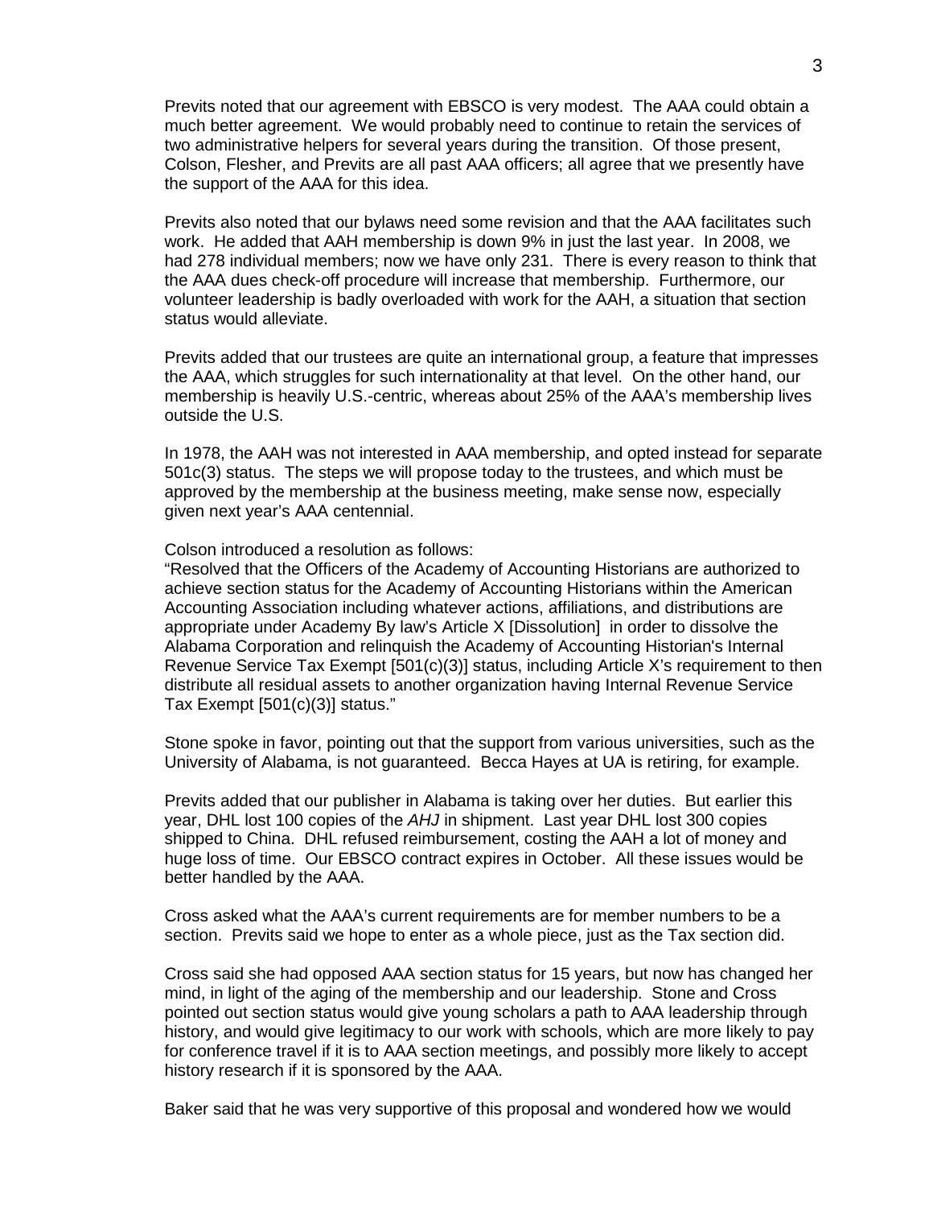Previts noted that our agreement with EBSCO is very modest. The AAA could obtain a much better agreement. We would probably need to continue to retain the services of two administrative helpers for several years during the transition. Of those present, Colson, Flesher, and Previts are all past AAA officers; all agree that we presently have the support of the AAA for this idea.

Previts also noted that our bylaws need some revision and that the AAA facilitates such work. He added that AAH membership is down 9% in just the last year. In 2008, we had 278 individual members; now we have only 231. There is every reason to think that the AAA dues check-off procedure will increase that membership. Furthermore, our volunteer leadership is badly overloaded with work for the AAH, a situation that section status would alleviate.

Previts added that our trustees are quite an international group, a feature that impresses the AAA, which struggles for such internationality at that level. On the other hand, our membership is heavily U.S.-centric, whereas about 25% of the AAA's membership lives outside the U.S.

In 1978, the AAH was not interested in AAA membership, and opted instead for separate 501c(3) status. The steps we will propose today to the trustees, and which must be approved by the membership at the business meeting, make sense now, especially given next year's AAA centennial.

Colson introduced a resolution as follows:
"Resolved that the Officers of the Academy of Accounting Historians are authorized to achieve section status for the Academy of Accounting Historians within the American Accounting Association including whatever actions, affiliations, and distributions are appropriate under Academy By law's Article X [Dissolution] in order to dissolve the Alabama Corporation and relinquish the Academy of Accounting Historian's Internal Revenue Service Tax Exempt [501(c)(3)] status, including Article X's requirement to then distribute all residual assets to another organization having Internal Revenue Service Tax Exempt [501(c)(3)] status."

Stone spoke in favor, pointing out that the support from various universities, such as the University of Alabama, is not guaranteed. Becca Hayes at UA is retiring, for example.

Previts added that our publisher in Alabama is taking over her duties. But earlier this year, DHL lost 100 copies of the *AHJ* in shipment. Last year DHL lost 300 copies shipped to China. DHL refused reimbursement, costing the AAH a lot of money and huge loss of time. Our EBSCO contract expires in October. All these issues would be better handled by the AAA.

Cross asked what the AAA's current requirements are for member numbers to be a section. Previts said we hope to enter as a whole piece, just as the Tax section did.

Cross said she had opposed AAA section status for 15 years, but now has changed her mind, in light of the aging of the membership and our leadership. Stone and Cross pointed out section status would give young scholars a path to AAA leadership through history, and would give legitimacy to our work with schools, which are more likely to pay for conference travel if it is to AAA section meetings, and possibly more likely to accept history research if it is sponsored by the AAA.

Baker said that he was very supportive of this proposal and wondered how we would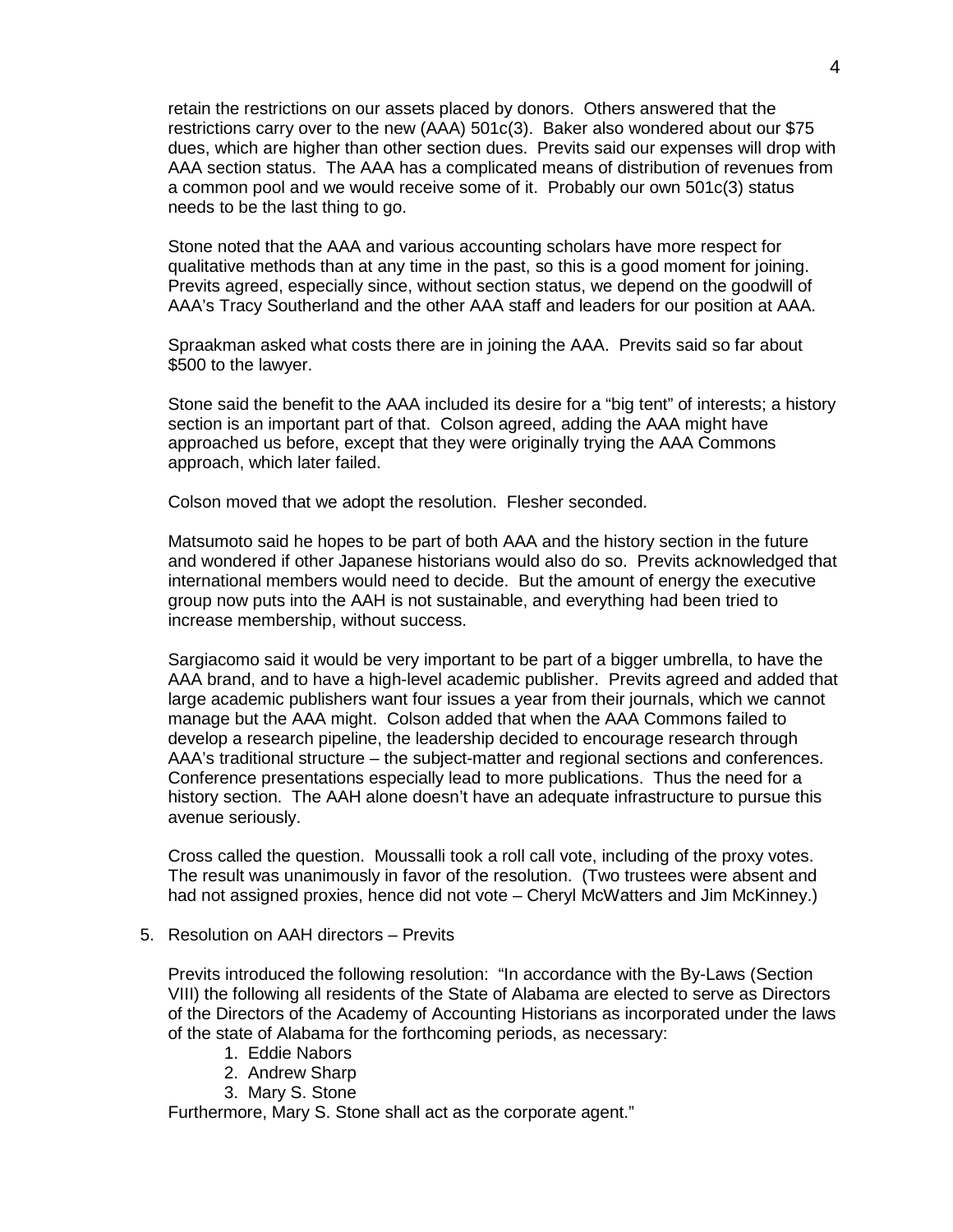retain the restrictions on our assets placed by donors. Others answered that the restrictions carry over to the new (AAA) 501c(3). Baker also wondered about our $75 dues, which are higher than other section dues. Previts said our expenses will drop with AAA section status. The AAA has a complicated means of distribution of revenues from a common pool and we would receive some of it. Probably our own 501c(3) status needs to be the last thing to go.

Stone noted that the AAA and various accounting scholars have more respect for qualitative methods than at any time in the past, so this is a good moment for joining. Previts agreed, especially since, without section status, we depend on the goodwill of AAA's Tracy Southerland and the other AAA staff and leaders for our position at AAA.

Spraakman asked what costs there are in joining the AAA. Previts said so far about $500 to the lawyer.

Stone said the benefit to the AAA included its desire for a "big tent" of interests; a history section is an important part of that. Colson agreed, adding the AAA might have approached us before, except that they were originally trying the AAA Commons approach, which later failed.

Colson moved that we adopt the resolution. Flesher seconded.

Matsumoto said he hopes to be part of both AAA and the history section in the future and wondered if other Japanese historians would also do so. Previts acknowledged that international members would need to decide. But the amount of energy the executive group now puts into the AAH is not sustainable, and everything had been tried to increase membership, without success.

Sargiacomo said it would be very important to be part of a bigger umbrella, to have the AAA brand, and to have a high-level academic publisher. Previts agreed and added that large academic publishers want four issues a year from their journals, which we cannot manage but the AAA might. Colson added that when the AAA Commons failed to develop a research pipeline, the leadership decided to encourage research through AAA's traditional structure – the subject-matter and regional sections and conferences. Conference presentations especially lead to more publications. Thus the need for a history section. The AAH alone doesn't have an adequate infrastructure to pursue this avenue seriously.

Cross called the question. Moussalli took a roll call vote, including of the proxy votes. The result was unanimously in favor of the resolution. (Two trustees were absent and had not assigned proxies, hence did not vote – Cheryl McWatters and Jim McKinney.)

5. Resolution on AAH directors – Previts

   Previts introduced the following resolution: "In accordance with the By-Laws (Section VIII) the following all residents of the State of Alabama are elected to serve as Directors of the Directors of the Academy of Accounting Historians as incorporated under the laws of the state of Alabama for the forthcoming periods, as necessary:

   1. Eddie Nabors
   2. Andrew Sharp
   3. Mary S. Stone

   Furthermore, Mary S. Stone shall act as the corporate agent."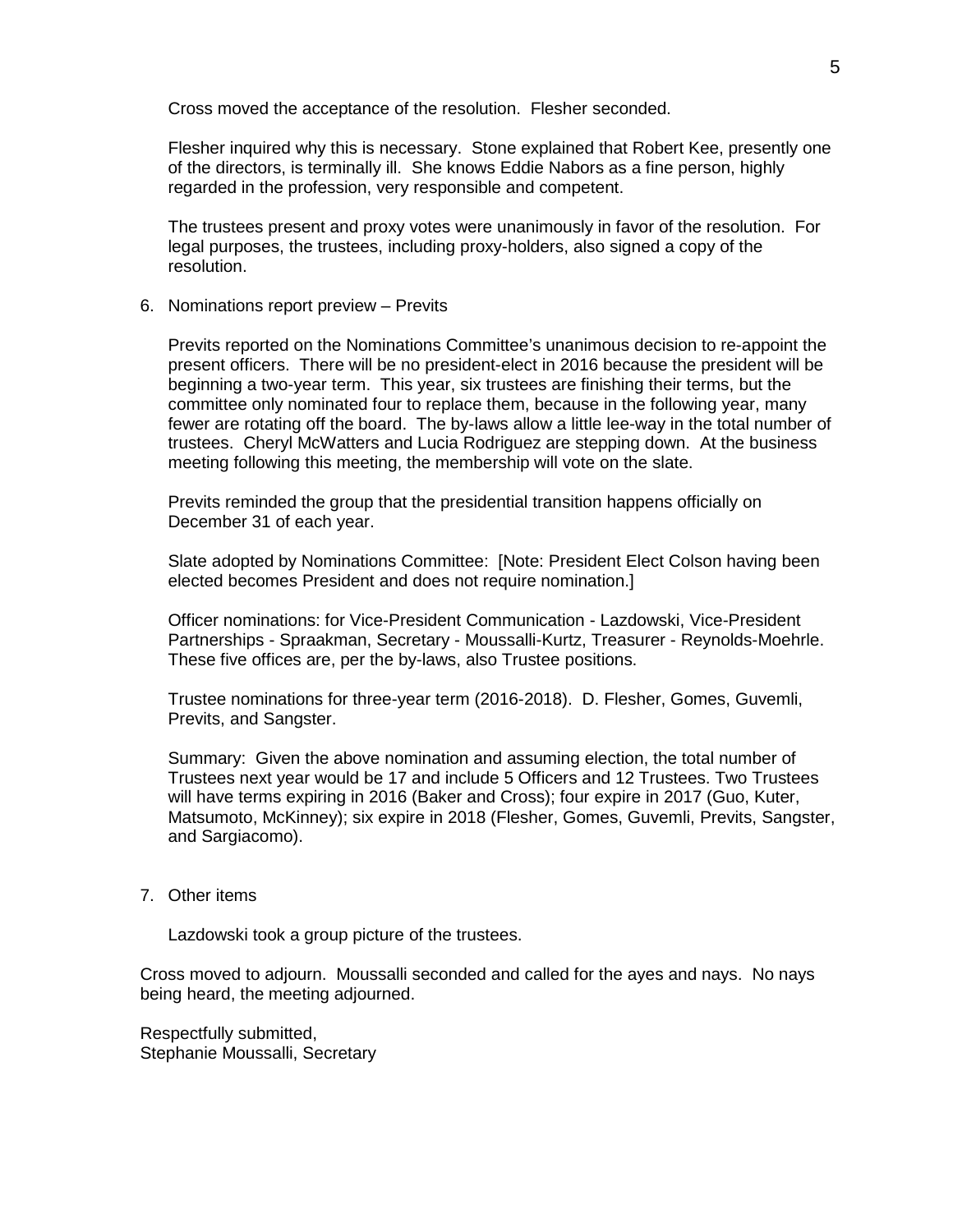Cross moved the acceptance of the resolution. Flesher seconded.

Flesher inquired why this is necessary. Stone explained that Robert Kee, presently one of the directors, is terminally ill. She knows Eddie Nabors as a fine person, highly regarded in the profession, very responsible and competent.

The trustees present and proxy votes were unanimously in favor of the resolution. For legal purposes, the trustees, including proxy-holders, also signed a copy of the resolution.

6. Nominations report preview – Previts

   Previts reported on the Nominations Committee's unanimous decision to re-appoint the present officers. There will be no president-elect in 2016 because the president will be beginning a two-year term. This year, six trustees are finishing their terms, but the committee only nominated four to replace them, because in the following year, many fewer are rotating off the board. The by-laws allow a little lee-way in the total number of trustees. Cheryl McWatters and Lucia Rodriguez are stepping down. At the business meeting following this meeting, the membership will vote on the slate.

   Previts reminded the group that the presidential transition happens officially on December 31 of each year.

   Slate adopted by Nominations Committee: [Note: President Elect Colson having been elected becomes President and does not require nomination.]

   Officer nominations: for Vice-President Communication - Lazdowski, Vice-President Partnerships - Spraakman, Secretary - Moussalli-Kurtz, Treasurer - Reynolds-Moehrle. These five offices are, per the by-laws, also Trustee positions.

   Trustee nominations for three-year term (2016-2018). D. Flesher, Gomes, Guvemli, Previts, and Sangster.

   Summary: Given the above nomination and assuming election, the total number of Trustees next year would be 17 and include 5 Officers and 12 Trustees. Two Trustees will have terms expiring in 2016 (Baker and Cross); four expire in 2017 (Guo, Kuter, Matsumoto, McKinney); six expire in 2018 (Flesher, Gomes, Guvemli, Previts, Sangster, and Sargiacomo).

7. Other items

   Lazdowski took a group picture of the trustees.

Cross moved to adjourn. Moussalli seconded and called for the ayes and nays. No nays being heard, the meeting adjourned.

Respectfully submitted,
Stephanie Moussalli, Secretary